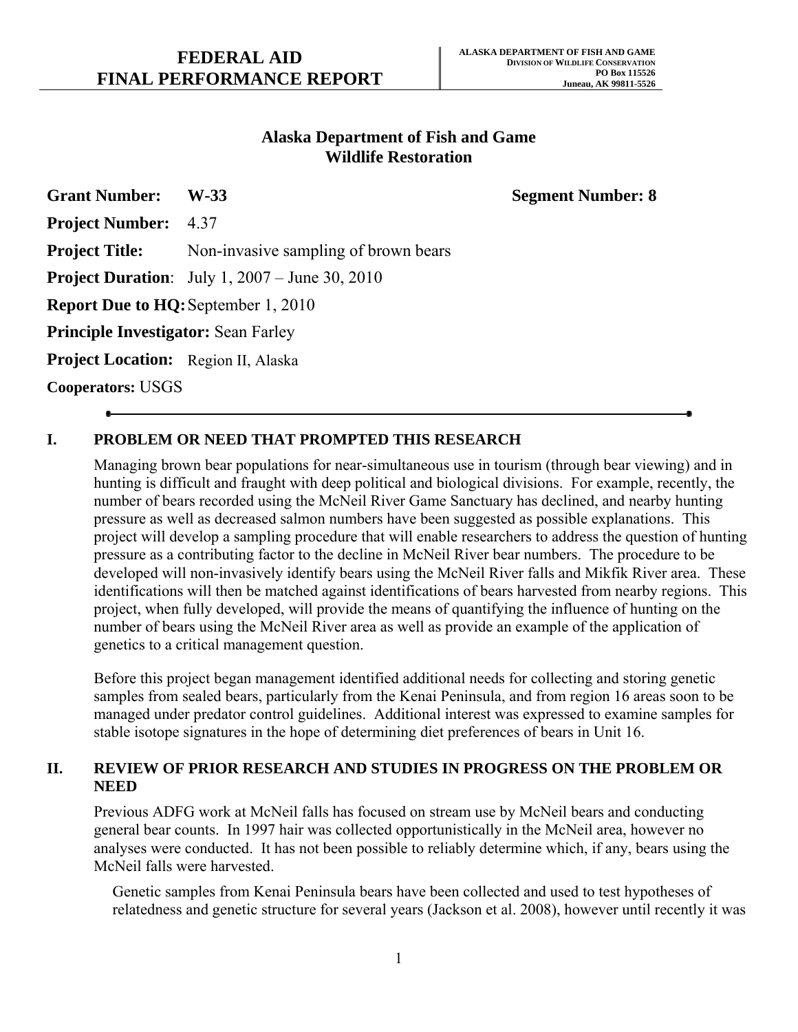# FEDERAL AID FINAL PERFORMANCE REPORT

**ALASKA DEPARTMENT OF FISH AND GAME**
**DIVISION OF WILDLIFE CONSERVATION**
**PO Box 115526**
**Juneau, AK 99811-5526**

## Alaska Department of Fish and Game
## Wildlife Restoration

**Grant Number:** **W-33** **Segment Number: 8**

**Project Number:** 4.37

**Project Title:** Non-invasive sampling of brown bears

**Project Duration**: July 1, 2007 – June 30, 2010

**Report Due to HQ:** September 1, 2010

**Principle Investigator:** Sean Farley

**Project Location:** Region II, Alaska

**Cooperators:** USGS

---

## I. PROBLEM OR NEED THAT PROMPTED THIS RESEARCH

Managing brown bear populations for near-simultaneous use in tourism (through bear viewing) and in hunting is difficult and fraught with deep political and biological divisions. For example, recently, the number of bears recorded using the McNeil River Game Sanctuary has declined, and nearby hunting pressure as well as decreased salmon numbers have been suggested as possible explanations. This project will develop a sampling procedure that will enable researchers to address the question of hunting pressure as a contributing factor to the decline in McNeil River bear numbers. The procedure to be developed will non-invasively identify bears using the McNeil River falls and Mikfik River area. These identifications will then be matched against identifications of bears harvested from nearby regions. This project, when fully developed, will provide the means of quantifying the influence of hunting on the number of bears using the McNeil River area as well as provide an example of the application of genetics to a critical management question.

Before this project began management identified additional needs for collecting and storing genetic samples from sealed bears, particularly from the Kenai Peninsula, and from region 16 areas soon to be managed under predator control guidelines. Additional interest was expressed to examine samples for stable isotope signatures in the hope of determining diet preferences of bears in Unit 16.

## II. REVIEW OF PRIOR RESEARCH AND STUDIES IN PROGRESS ON THE PROBLEM OR NEED

Previous ADFG work at McNeil falls has focused on stream use by McNeil bears and conducting general bear counts. In 1997 hair was collected opportunistically in the McNeil area, however no analyses were conducted. It has not been possible to reliably determine which, if any, bears using the McNeil falls were harvested.

Genetic samples from Kenai Peninsula bears have been collected and used to test hypotheses of relatedness and genetic structure for several years (Jackson et al. 2008), however until recently it was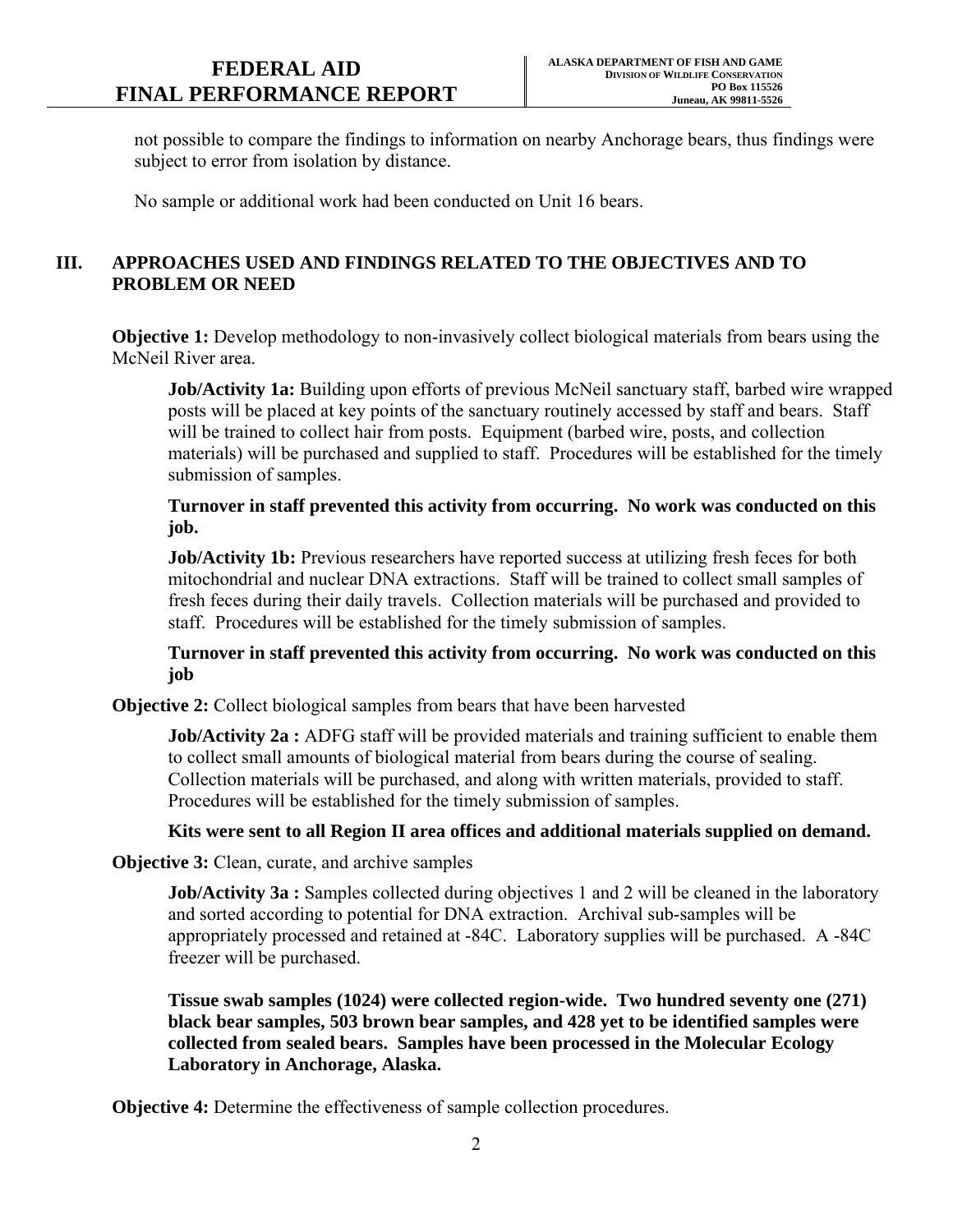not possible to compare the findings to information on nearby Anchorage bears, thus findings were subject to error from isolation by distance.

No sample or additional work had been conducted on Unit 16 bears.

## III. APPROACHES USED AND FINDINGS RELATED TO THE OBJECTIVES AND TO PROBLEM OR NEED

**Objective 1:** Develop methodology to non-invasively collect biological materials from bears using the McNeil River area.

**Job/Activity 1a:** Building upon efforts of previous McNeil sanctuary staff, barbed wire wrapped posts will be placed at key points of the sanctuary routinely accessed by staff and bears. Staff will be trained to collect hair from posts. Equipment (barbed wire, posts, and collection materials) will be purchased and supplied to staff. Procedures will be established for the timely submission of samples.

**Turnover in staff prevented this activity from occurring. No work was conducted on this job.**

**Job/Activity 1b:** Previous researchers have reported success at utilizing fresh feces for both mitochondrial and nuclear DNA extractions. Staff will be trained to collect small samples of fresh feces during their daily travels. Collection materials will be purchased and provided to staff. Procedures will be established for the timely submission of samples.

**Turnover in staff prevented this activity from occurring. No work was conducted on this job**

**Objective 2:** Collect biological samples from bears that have been harvested

**Job/Activity 2a :** ADFG staff will be provided materials and training sufficient to enable them to collect small amounts of biological material from bears during the course of sealing. Collection materials will be purchased, and along with written materials, provided to staff. Procedures will be established for the timely submission of samples.

**Kits were sent to all Region II area offices and additional materials supplied on demand.**

**Objective 3:** Clean, curate, and archive samples

**Job/Activity 3a :** Samples collected during objectives 1 and 2 will be cleaned in the laboratory and sorted according to potential for DNA extraction. Archival sub-samples will be appropriately processed and retained at -84C. Laboratory supplies will be purchased. A -84C freezer will be purchased.

**Tissue swab samples (1024) were collected region-wide. Two hundred seventy one (271) black bear samples, 503 brown bear samples, and 428 yet to be identified samples were collected from sealed bears. Samples have been processed in the Molecular Ecology Laboratory in Anchorage, Alaska.**

**Objective 4:** Determine the effectiveness of sample collection procedures.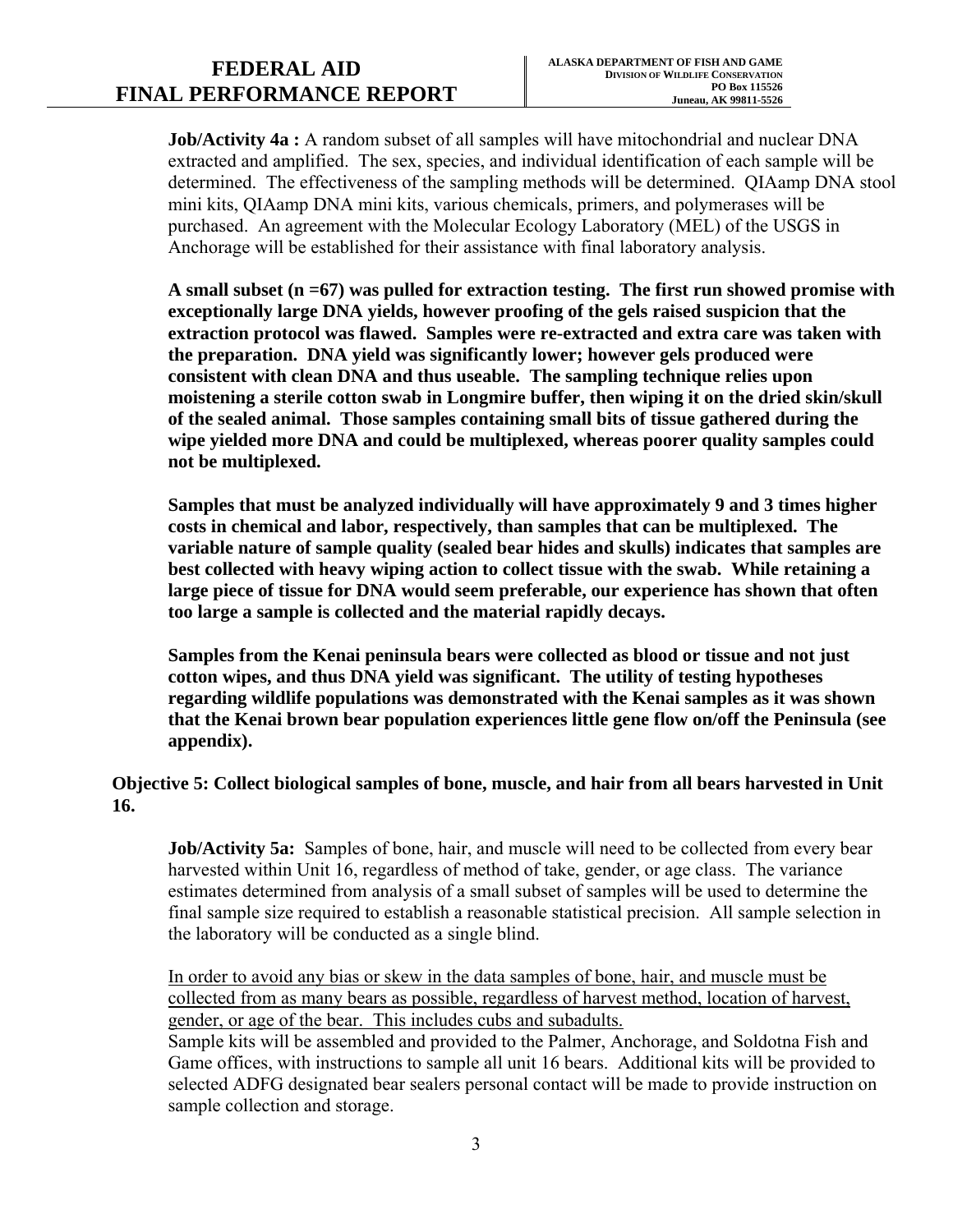**Job/Activity 4a :** A random subset of all samples will have mitochondrial and nuclear DNA extracted and amplified. The sex, species, and individual identification of each sample will be determined. The effectiveness of the sampling methods will be determined. QIAamp DNA stool mini kits, QIAamp DNA mini kits, various chemicals, primers, and polymerases will be purchased. An agreement with the Molecular Ecology Laboratory (MEL) of the USGS in Anchorage will be established for their assistance with final laboratory analysis.

**A small subset (n =67) was pulled for extraction testing. The first run showed promise with exceptionally large DNA yields, however proofing of the gels raised suspicion that the extraction protocol was flawed. Samples were re-extracted and extra care was taken with the preparation. DNA yield was significantly lower; however gels produced were consistent with clean DNA and thus useable. The sampling technique relies upon moistening a sterile cotton swab in Longmire buffer, then wiping it on the dried skin/skull of the sealed animal. Those samples containing small bits of tissue gathered during the wipe yielded more DNA and could be multiplexed, whereas poorer quality samples could not be multiplexed.**

**Samples that must be analyzed individually will have approximately 9 and 3 times higher costs in chemical and labor, respectively, than samples that can be multiplexed. The variable nature of sample quality (sealed bear hides and skulls) indicates that samples are best collected with heavy wiping action to collect tissue with the swab. While retaining a large piece of tissue for DNA would seem preferable, our experience has shown that often too large a sample is collected and the material rapidly decays.**

**Samples from the Kenai peninsula bears were collected as blood or tissue and not just cotton wipes, and thus DNA yield was significant. The utility of testing hypotheses regarding wildlife populations was demonstrated with the Kenai samples as it was shown that the Kenai brown bear population experiences little gene flow on/off the Peninsula (see appendix).**

**Objective 5: Collect biological samples of bone, muscle, and hair from all bears harvested in Unit 16.**

**Job/Activity 5a:** Samples of bone, hair, and muscle will need to be collected from every bear harvested within Unit 16, regardless of method of take, gender, or age class. The variance estimates determined from analysis of a small subset of samples will be used to determine the final sample size required to establish a reasonable statistical precision. All sample selection in the laboratory will be conducted as a single blind.

<u>In order to avoid any bias or skew in the data samples of bone, hair, and muscle must be collected from as many bears as possible, regardless of harvest method, location of harvest, gender, or age of the bear. This includes cubs and subadults.</u>
Sample kits will be assembled and provided to the Palmer, Anchorage, and Soldotna Fish and Game offices, with instructions to sample all unit 16 bears. Additional kits will be provided to selected ADFG designated bear sealers personal contact will be made to provide instruction on sample collection and storage.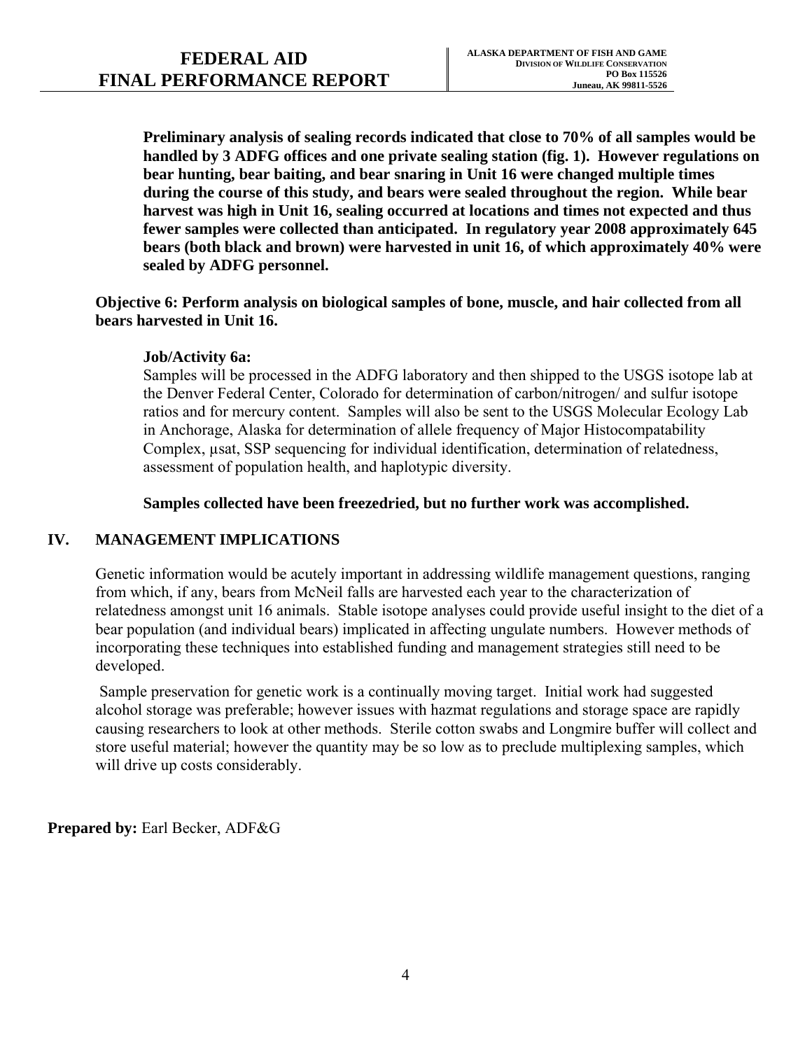**Preliminary analysis of sealing records indicated that close to 70% of all samples would be handled by 3 ADFG offices and one private sealing station (fig. 1). However regulations on bear hunting, bear baiting, and bear snaring in Unit 16 were changed multiple times during the course of this study, and bears were sealed throughout the region. While bear harvest was high in Unit 16, sealing occurred at locations and times not expected and thus fewer samples were collected than anticipated. In regulatory year 2008 approximately 645 bears (both black and brown) were harvested in unit 16, of which approximately 40% were sealed by ADFG personnel.**

**Objective 6: Perform analysis on biological samples of bone, muscle, and hair collected from all bears harvested in Unit 16.**

**Job/Activity 6a:**

Samples will be processed in the ADFG laboratory and then shipped to the USGS isotope lab at the Denver Federal Center, Colorado for determination of carbon/nitrogen/ and sulfur isotope ratios and for mercury content. Samples will also be sent to the USGS Molecular Ecology Lab in Anchorage, Alaska for determination of allele frequency of Major Histocompatability Complex, µsat, SSP sequencing for individual identification, determination of relatedness, assessment of population health, and haplotypic diversity.

**Samples collected have been freezedried, but no further work was accomplished.**

## IV. MANAGEMENT IMPLICATIONS

Genetic information would be acutely important in addressing wildlife management questions, ranging from which, if any, bears from McNeil falls are harvested each year to the characterization of relatedness amongst unit 16 animals. Stable isotope analyses could provide useful insight to the diet of a bear population (and individual bears) implicated in affecting ungulate numbers. However methods of incorporating these techniques into established funding and management strategies still need to be developed.

Sample preservation for genetic work is a continually moving target. Initial work had suggested alcohol storage was preferable; however issues with hazmat regulations and storage space are rapidly causing researchers to look at other methods. Sterile cotton swabs and Longmire buffer will collect and store useful material; however the quantity may be so low as to preclude multiplexing samples, which will drive up costs considerably.

**Prepared by:** Earl Becker, ADF&G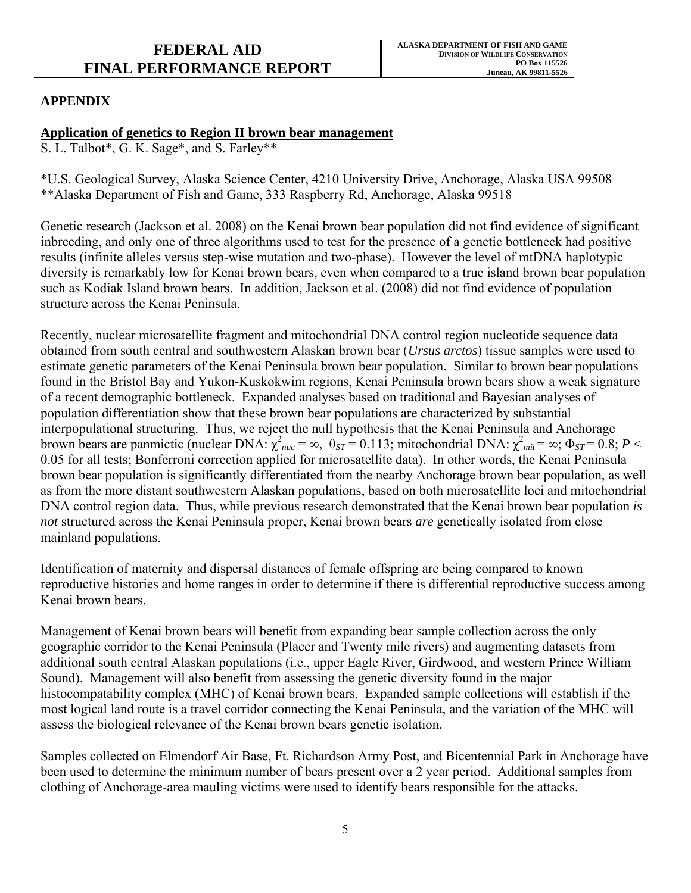## APPENDIX

### Application of genetics to Region II brown bear management

S. L. Talbot*, G. K. Sage*, and S. Farley**

*U.S. Geological Survey, Alaska Science Center, 4210 University Drive, Anchorage, Alaska USA 99508
**Alaska Department of Fish and Game, 333 Raspberry Rd, Anchorage, Alaska 99518

Genetic research (Jackson et al. 2008) on the Kenai brown bear population did not find evidence of significant inbreeding, and only one of three algorithms used to test for the presence of a genetic bottleneck had positive results (infinite alleles versus step-wise mutation and two-phase). However the level of mtDNA haplotypic diversity is remarkably low for Kenai brown bears, even when compared to a true island brown bear population such as Kodiak Island brown bears. In addition, Jackson et al. (2008) did not find evidence of population structure across the Kenai Peninsula.

Recently, nuclear microsatellite fragment and mitochondrial DNA control region nucleotide sequence data obtained from south central and southwestern Alaskan brown bear (*Ursus arctos*) tissue samples were used to estimate genetic parameters of the Kenai Peninsula brown bear population. Similar to brown bear populations found in the Bristol Bay and Yukon-Kuskokwim regions, Kenai Peninsula brown bears show a weak signature of a recent demographic bottleneck. Expanded analyses based on traditional and Bayesian analyses of population differentiation show that these brown bear populations are characterized by substantial interpopulational structuring. Thus, we reject the null hypothesis that the Kenai Peninsula and Anchorage brown bears are panmictic (nuclear DNA: $\chi^2_{nuc} = \infty$, $\theta_{ST} = 0.113$; mitochondrial DNA: $\chi^2_{mit} = \infty$; $\Phi_{ST} = 0.8$; $P < 0.05$ for all tests; Bonferroni correction applied for microsatellite data). In other words, the Kenai Peninsula brown bear population is significantly differentiated from the nearby Anchorage brown bear population, as well as from the more distant southwestern Alaskan populations, based on both microsatellite loci and mitochondrial DNA control region data. Thus, while previous research demonstrated that the Kenai brown bear population *is not* structured across the Kenai Peninsula proper, Kenai brown bears *are* genetically isolated from close mainland populations.

Identification of maternity and dispersal distances of female offspring are being compared to known reproductive histories and home ranges in order to determine if there is differential reproductive success among Kenai brown bears.

Management of Kenai brown bears will benefit from expanding bear sample collection across the only geographic corridor to the Kenai Peninsula (Placer and Twenty mile rivers) and augmenting datasets from additional south central Alaskan populations (i.e., upper Eagle River, Girdwood, and western Prince William Sound). Management will also benefit from assessing the genetic diversity found in the major histocompatability complex (MHC) of Kenai brown bears. Expanded sample collections will establish if the most logical land route is a travel corridor connecting the Kenai Peninsula, and the variation of the MHC will assess the biological relevance of the Kenai brown bears genetic isolation.

Samples collected on Elmendorf Air Base, Ft. Richardson Army Post, and Bicentennial Park in Anchorage have been used to determine the minimum number of bears present over a 2 year period. Additional samples from clothing of Anchorage-area mauling victims were used to identify bears responsible for the attacks.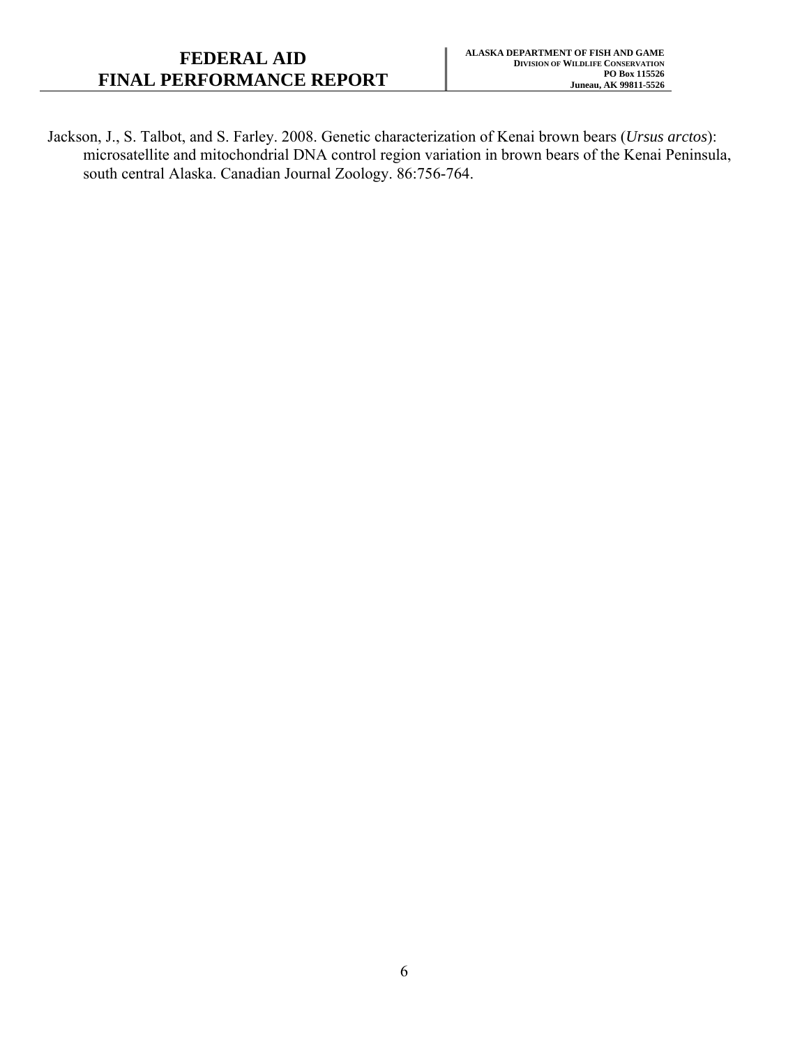Jackson, J., S. Talbot, and S. Farley. 2008. Genetic characterization of Kenai brown bears (*Ursus arctos*): microsatellite and mitochondrial DNA control region variation in brown bears of the Kenai Peninsula, south central Alaska. Canadian Journal Zoology. 86:756-764.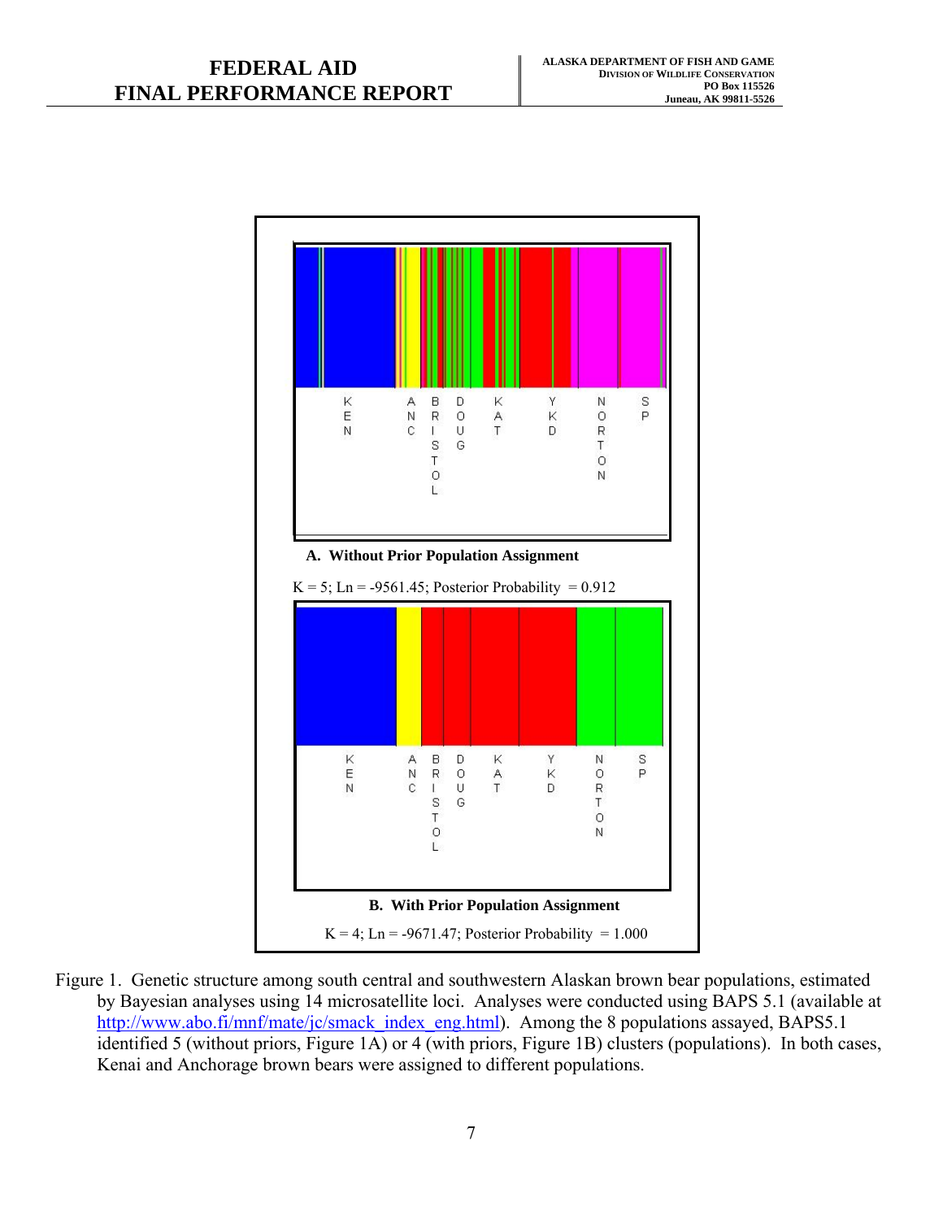A. Without Prior Population Assignment

K = 5; Ln = -9561.45; Posterior Probability = 0.912

B. With Prior Population Assignment

K = 4; Ln = -9671.47; Posterior Probability = 1.000

Figure 1. Genetic structure among south central and southwestern Alaskan brown bear populations, estimated by Bayesian analyses using 14 microsatellite loci. Analyses were conducted using BAPS 5.1 (available at http://www.abo.fi/mnf/mate/jc/smack_index_eng.html). Among the 8 populations assayed, BAPS5.1 identified 5 (without priors, Figure 1A) or 4 (with priors, Figure 1B) clusters (populations). In both cases, Kenai and Anchorage brown bears were assigned to different populations.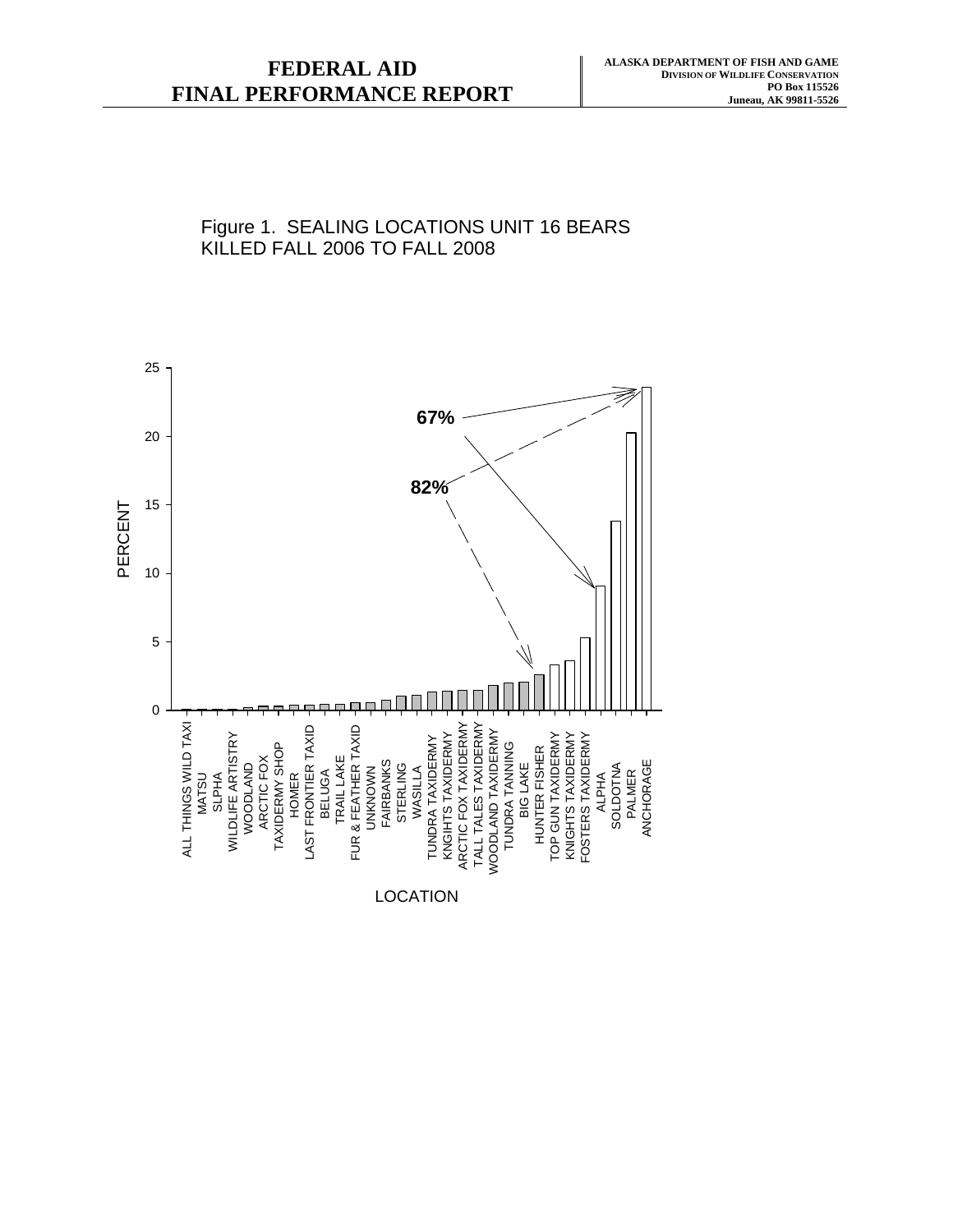Figure 1. SEALING LOCATIONS UNIT 16 BEARS KILLED FALL 2006 TO FALL 2008

25

20

15

10

5

0

PERCENT

67%

82%

ALL THINGS WILD TAXI
MATSU
SLPHA
WILDLIFE ARTISTRY
WOODLAND
ARCTIC FOX
TAXIDERMY SHOP
HOMER
LAST FRONTIER TAXID
BELUGA
TRAIL LAKE
FUR & FEATHER TAXID
UNKNOWN
FAIRBANKS
STERLING
WASILLA
TUNDRA TAXIDERMY
KNGIHTS TAXIDERMY
ARCTIC FOX TAXIDERMY
TALL TALES TAXIDERMY
WOODLAND TAXIDERMY
TUNDRA TANNING
BIG LAKE
HUNTER FISHER
TOP GUN TAXIDERMY
KNIGHTS TAXIDERMY
FOSTERS TAXIDERMY
ALPHA
SOLDOTNA
PALMER
ANCHORAGE

LOCATION